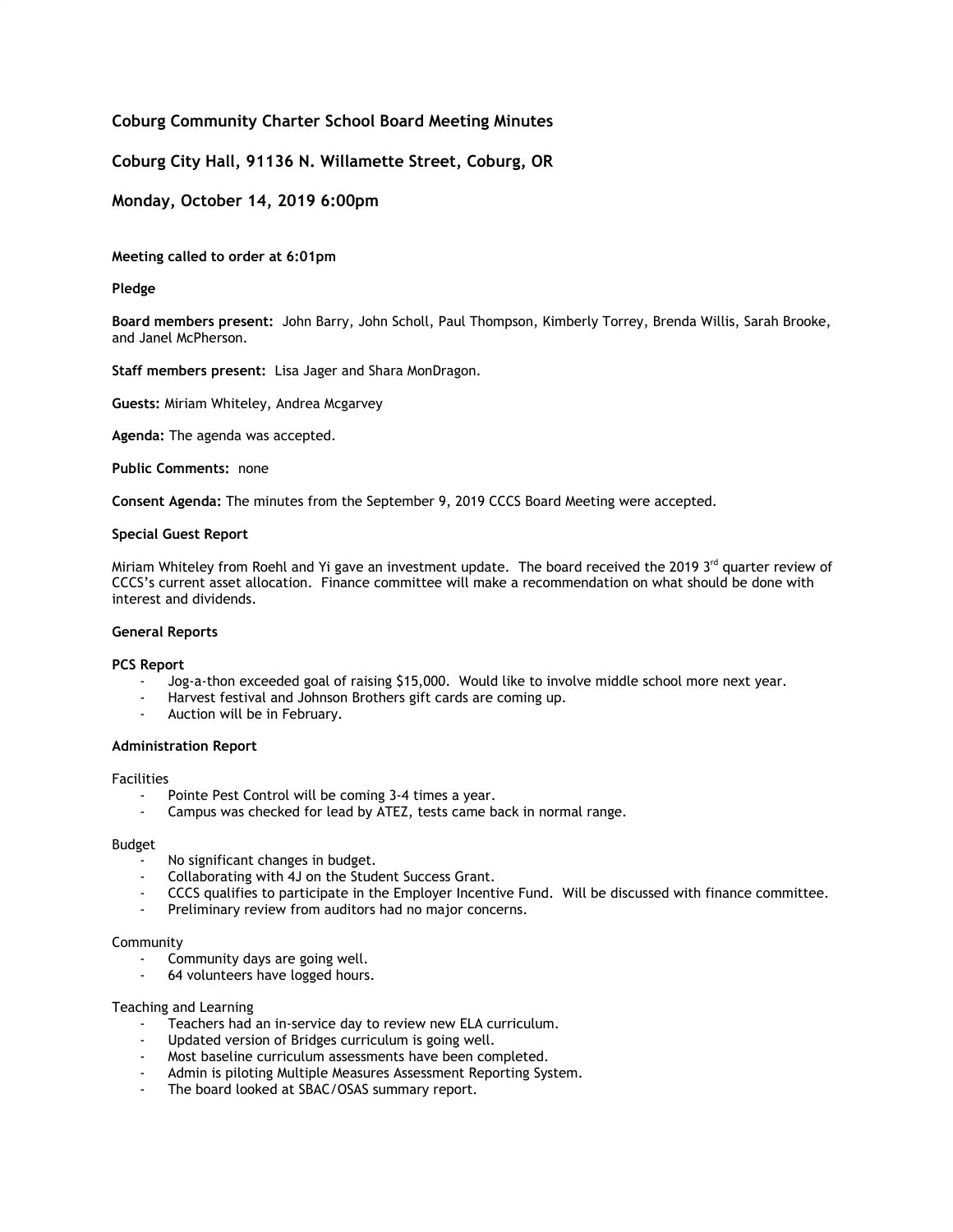# Coburg Community Charter School Board Meeting Minutes

## Coburg City Hall, 91136 N. Willamette Street, Coburg, OR

## Monday, October 14, 2019 6:00pm

**Meeting called to order at 6:01pm**

**Pledge**

**Board members present:** John Barry, John Scholl, Paul Thompson, Kimberly Torrey, Brenda Willis, Sarah Brooke, and Janel McPherson.

**Staff members present:** Lisa Jager and Shara MonDragon.

**Guests:** Miriam Whiteley, Andrea Mcgarvey

**Agenda:** The agenda was accepted.

**Public Comments:** none

**Consent Agenda:** The minutes from the September 9, 2019 CCCS Board Meeting were accepted.

**Special Guest Report**

Miriam Whiteley from Roehl and Yi gave an investment update. The board received the 2019 3rd quarter review of CCCS's current asset allocation. Finance committee will make a recommendation on what should be done with interest and dividends.

**General Reports**

**PCS Report**

- Jog-a-thon exceeded goal of raising $15,000. Would like to involve middle school more next year.
- Harvest festival and Johnson Brothers gift cards are coming up.
- Auction will be in February.

**Administration Report**

Facilities

- Pointe Pest Control will be coming 3-4 times a year.
- Campus was checked for lead by ATEZ, tests came back in normal range.

Budget

- No significant changes in budget.
- Collaborating with 4J on the Student Success Grant.
- CCCS qualifies to participate in the Employer Incentive Fund. Will be discussed with finance committee.
- Preliminary review from auditors had no major concerns.

Community

- Community days are going well.
- 64 volunteers have logged hours.

Teaching and Learning

- Teachers had an in-service day to review new ELA curriculum.
- Updated version of Bridges curriculum is going well.
- Most baseline curriculum assessments have been completed.
- Admin is piloting Multiple Measures Assessment Reporting System.
- The board looked at SBAC/OSAS summary report.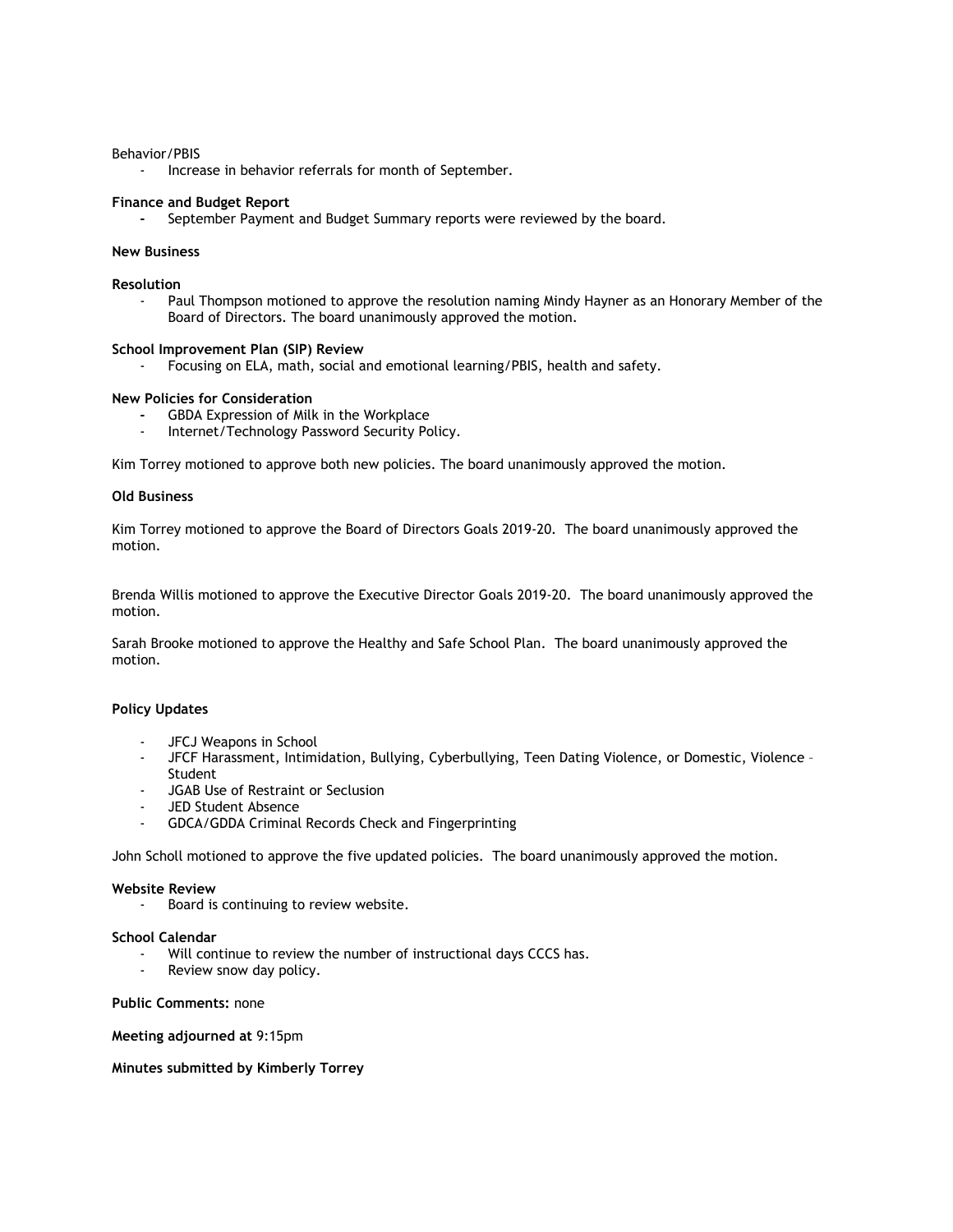Behavior/PBIS

- Increase in behavior referrals for month of September.

**Finance and Budget Report**

- September Payment and Budget Summary reports were reviewed by the board.

**New Business**

**Resolution**

- Paul Thompson motioned to approve the resolution naming Mindy Hayner as an Honorary Member of the Board of Directors. The board unanimously approved the motion.

**School Improvement Plan (SIP) Review**

- Focusing on ELA, math, social and emotional learning/PBIS, health and safety.

**New Policies for Consideration**

- GBDA Expression of Milk in the Workplace
- Internet/Technology Password Security Policy.

Kim Torrey motioned to approve both new policies. The board unanimously approved the motion.

**Old Business**

Kim Torrey motioned to approve the Board of Directors Goals 2019-20. The board unanimously approved the motion.

Brenda Willis motioned to approve the Executive Director Goals 2019-20. The board unanimously approved the motion.

Sarah Brooke motioned to approve the Healthy and Safe School Plan. The board unanimously approved the motion.

**Policy Updates**

- JFCJ Weapons in School
- JFCF Harassment, Intimidation, Bullying, Cyberbullying, Teen Dating Violence, or Domestic, Violence – Student
- JGAB Use of Restraint or Seclusion
- JED Student Absence
- GDCA/GDDA Criminal Records Check and Fingerprinting

John Scholl motioned to approve the five updated policies. The board unanimously approved the motion.

**Website Review**

- Board is continuing to review website.

**School Calendar**

- Will continue to review the number of instructional days CCCS has.
- Review snow day policy.

**Public Comments:** none

**Meeting adjourned at** 9:15pm

**Minutes submitted by Kimberly Torrey**